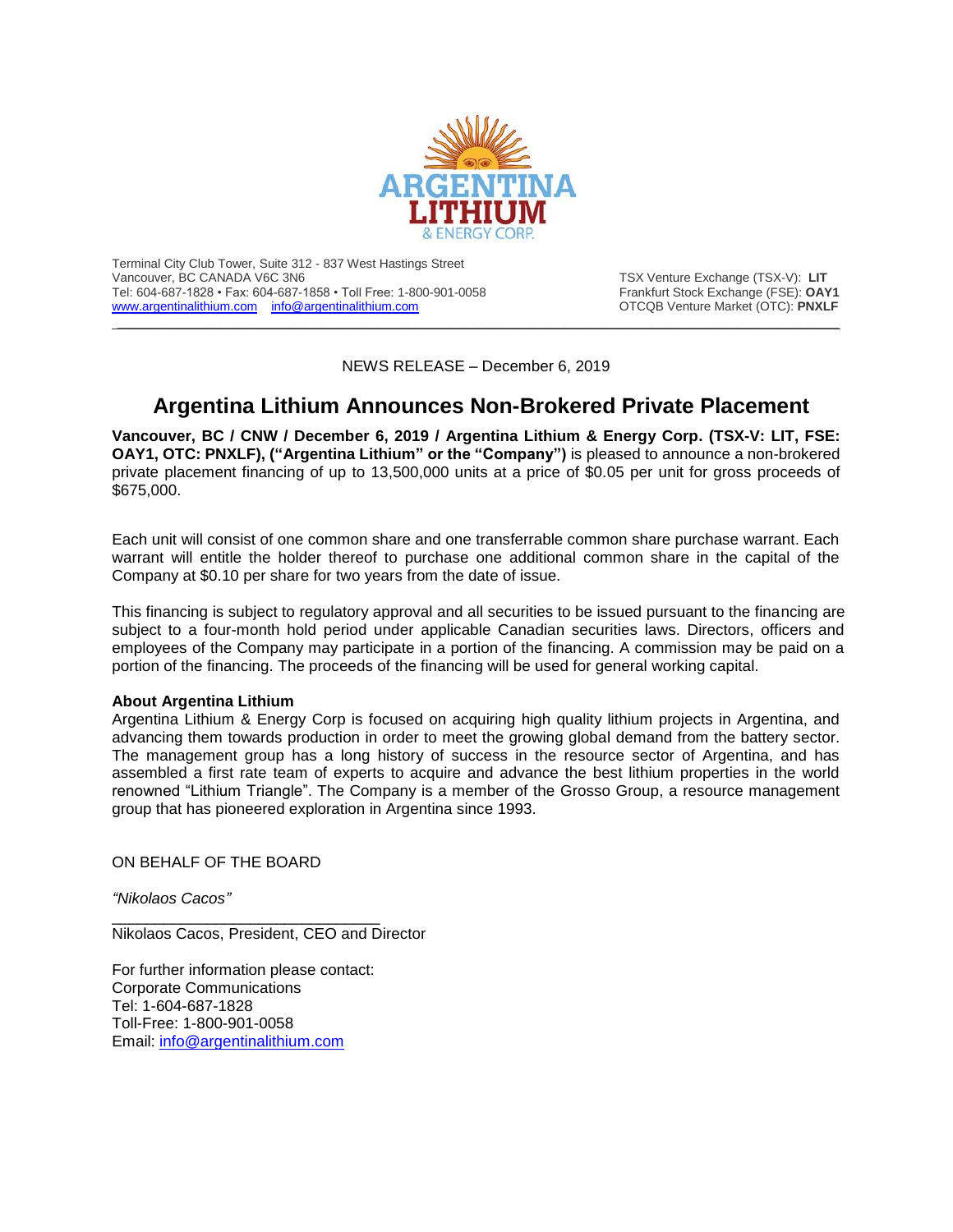Terminal City Club Tower, Suite 312 - 837 West Hastings Street
Vancouver, BC CANADA V6C 3N6
Tel: 604-687-1828 • Fax: 604-687-1858 • Toll Free: 1-800-901-0058
[www.argentinalithium.com](http://www.argentinalithium.com) [info@argentinalithium.com](mailto:info@argentinalithium.com)

TSX Venture Exchange (TSX-V): **LIT**
Frankfurt Stock Exchange (FSE): **OAY1**
OTCQB Venture Market (OTC): **PNXLF**

---

NEWS RELEASE – December 6, 2019

# Argentina Lithium Announces Non-Brokered Private Placement

**Vancouver, BC / CNW / December 6, 2019 / Argentina Lithium & Energy Corp. (TSX-V: LIT, FSE: OAY1, OTC: PNXLF), ("Argentina Lithium" or the "Company")** is pleased to announce a non-brokered private placement financing of up to 13,500,000 units at a price of $0.05 per unit for gross proceeds of $675,000.

Each unit will consist of one common share and one transferrable common share purchase warrant. Each warrant will entitle the holder thereof to purchase one additional common share in the capital of the Company at $0.10 per share for two years from the date of issue.

This financing is subject to regulatory approval and all securities to be issued pursuant to the financing are subject to a four-month hold period under applicable Canadian securities laws. Directors, officers and employees of the Company may participate in a portion of the financing. A commission may be paid on a portion of the financing. The proceeds of the financing will be used for general working capital.

**About Argentina Lithium**

Argentina Lithium & Energy Corp is focused on acquiring high quality lithium projects in Argentina, and advancing them towards production in order to meet the growing global demand from the battery sector. The management group has a long history of success in the resource sector of Argentina, and has assembled a first rate team of experts to acquire and advance the best lithium properties in the world renowned "Lithium Triangle". The Company is a member of the Grosso Group, a resource management group that has pioneered exploration in Argentina since 1993.

ON BEHALF OF THE BOARD

*"Nikolaos Cacos"*

Nikolaos Cacos, President, CEO and Director

For further information please contact:
Corporate Communications
Tel: 1-604-687-1828
Toll-Free: 1-800-901-0058
Email: [info@argentinalithium.com](mailto:info@argentinalithium.com)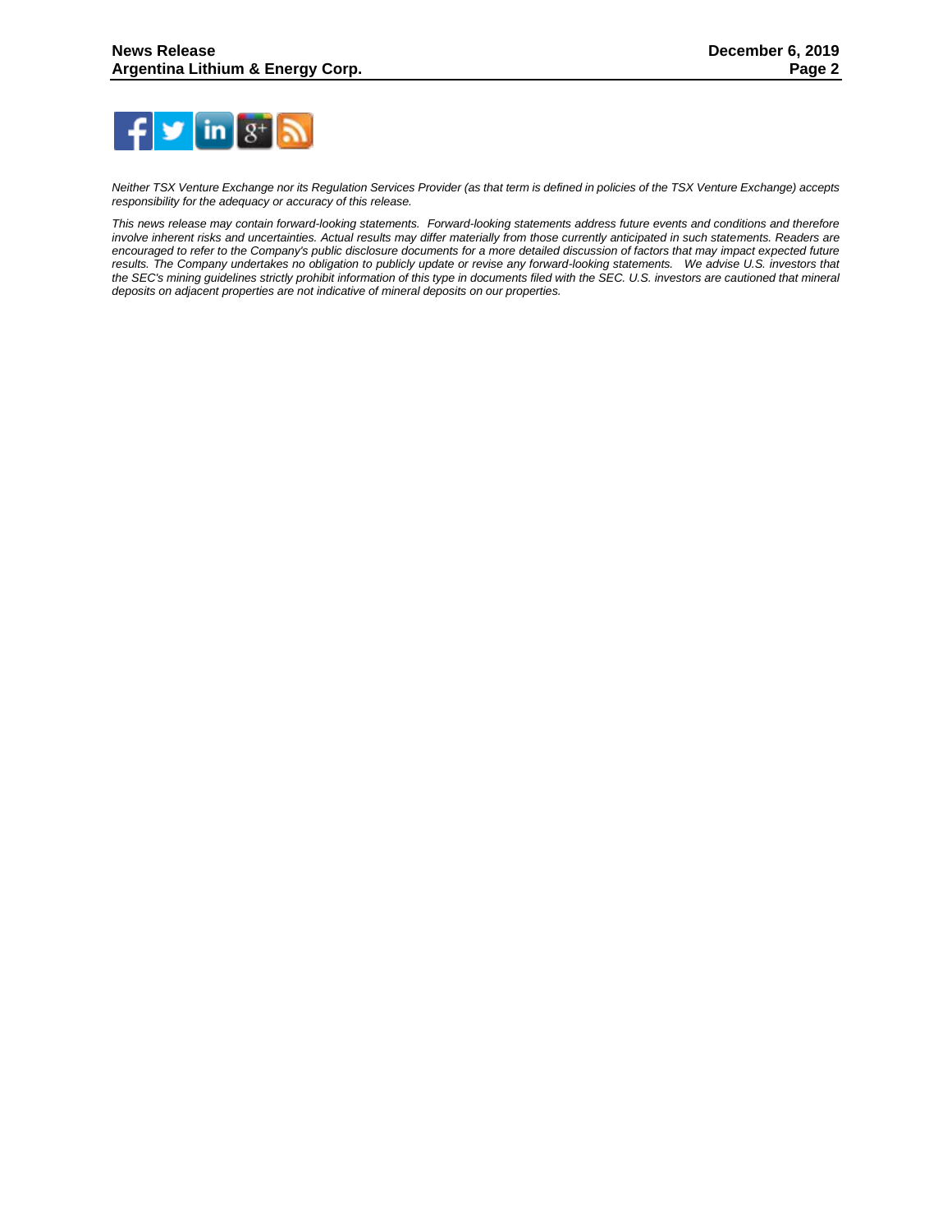*Neither TSX Venture Exchange nor its Regulation Services Provider (as that term is defined in policies of the TSX Venture Exchange) accepts responsibility for the adequacy or accuracy of this release.*

*This news release may contain forward-looking statements. Forward-looking statements address future events and conditions and therefore involve inherent risks and uncertainties. Actual results may differ materially from those currently anticipated in such statements. Readers are encouraged to refer to the Company's public disclosure documents for a more detailed discussion of factors that may impact expected future results. The Company undertakes no obligation to publicly update or revise any forward-looking statements. We advise U.S. investors that the SEC's mining guidelines strictly prohibit information of this type in documents filed with the SEC. U.S. investors are cautioned that mineral deposits on adjacent properties are not indicative of mineral deposits on our properties.*